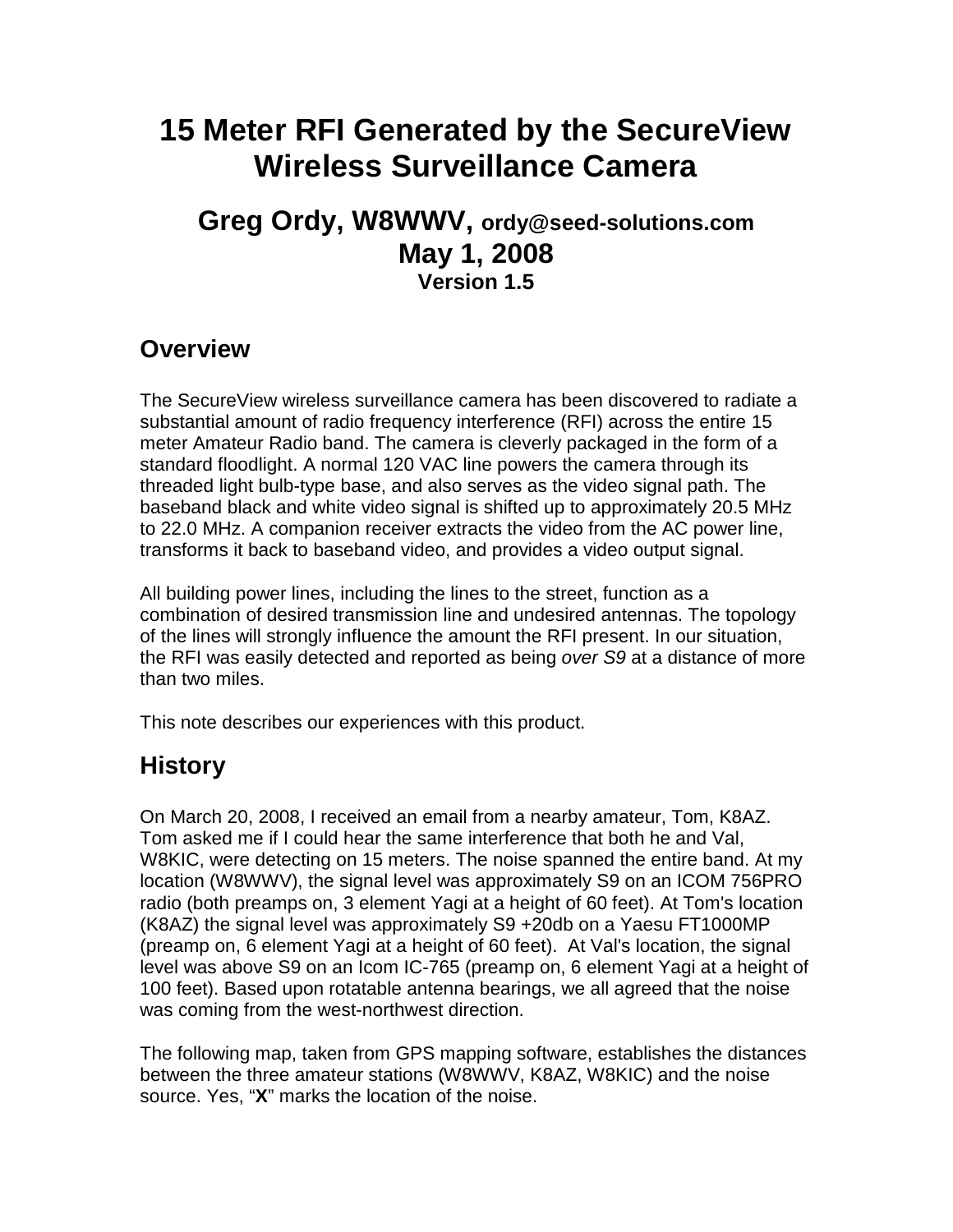# 15 Meter RFI Generated by the SecureView Wireless Surveillance Camera

## Greg Ordy, W8WWV, ordy@seed-solutions.com
## May 1, 2008
### Version 1.5

## Overview

The SecureView wireless surveillance camera has been discovered to radiate a substantial amount of radio frequency interference (RFI) across the entire 15 meter Amateur Radio band. The camera is cleverly packaged in the form of a standard floodlight. A normal 120 VAC line powers the camera through its threaded light bulb-type base, and also serves as the video signal path. The baseband black and white video signal is shifted up to approximately 20.5 MHz to 22.0 MHz. A companion receiver extracts the video from the AC power line, transforms it back to baseband video, and provides a video output signal.

All building power lines, including the lines to the street, function as a combination of desired transmission line and undesired antennas. The topology of the lines will strongly influence the amount the RFI present. In our situation, the RFI was easily detected and reported as being *over S9* at a distance of more than two miles.

This note describes our experiences with this product.

## History

On March 20, 2008, I received an email from a nearby amateur, Tom, K8AZ. Tom asked me if I could hear the same interference that both he and Val, W8KIC, were detecting on 15 meters. The noise spanned the entire band. At my location (W8WWV), the signal level was approximately S9 on an ICOM 756PRO radio (both preamps on, 3 element Yagi at a height of 60 feet). At Tom's location (K8AZ) the signal level was approximately S9 +20db on a Yaesu FT1000MP (preamp on, 6 element Yagi at a height of 60 feet). At Val's location, the signal level was above S9 on an Icom IC-765 (preamp on, 6 element Yagi at a height of 100 feet). Based upon rotatable antenna bearings, we all agreed that the noise was coming from the west-northwest direction.

The following map, taken from GPS mapping software, establishes the distances between the three amateur stations (W8WWV, K8AZ, W8KIC) and the noise source. Yes, "**X**" marks the location of the noise.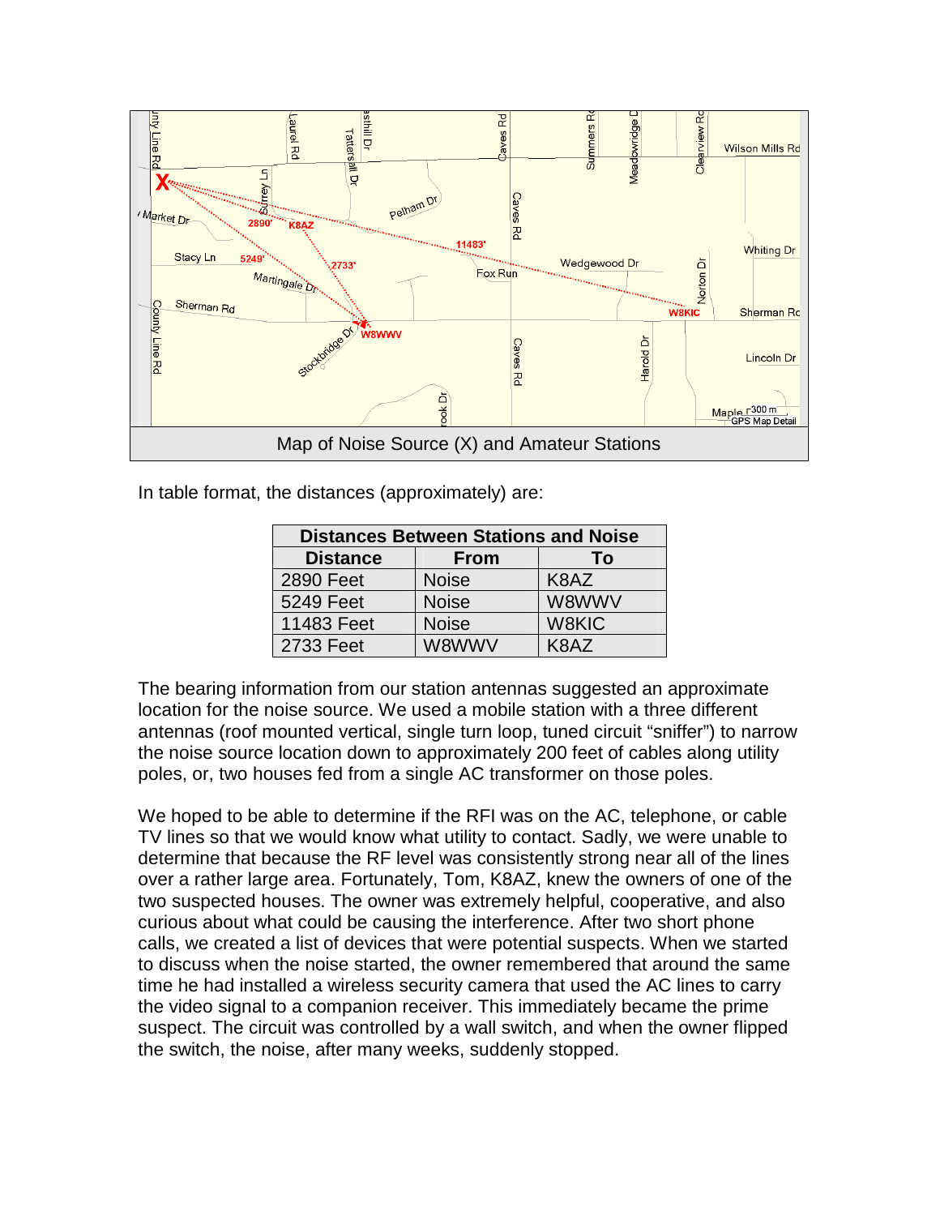Map of Noise Source (X) and Amateur Stations

In table format, the distances (approximately) are:

| Distances Between Stations and Noise | | |
|---|---|---|
| **Distance** | **From** | **To** |
| 2890 Feet | Noise | K8AZ |
| 5249 Feet | Noise | W8WWV |
| 11483 Feet | Noise | W8KIC |
| 2733 Feet | W8WWV | K8AZ |

The bearing information from our station antennas suggested an approximate location for the noise source. We used a mobile station with a three different antennas (roof mounted vertical, single turn loop, tuned circuit "sniffer") to narrow the noise source location down to approximately 200 feet of cables along utility poles, or, two houses fed from a single AC transformer on those poles.

We hoped to be able to determine if the RFI was on the AC, telephone, or cable TV lines so that we would know what utility to contact. Sadly, we were unable to determine that because the RF level was consistently strong near all of the lines over a rather large area. Fortunately, Tom, K8AZ, knew the owners of one of the two suspected houses. The owner was extremely helpful, cooperative, and also curious about what could be causing the interference. After two short phone calls, we created a list of devices that were potential suspects. When we started to discuss when the noise started, the owner remembered that around the same time he had installed a wireless security camera that used the AC lines to carry the video signal to a companion receiver. This immediately became the prime suspect. The circuit was controlled by a wall switch, and when the owner flipped the switch, the noise, after many weeks, suddenly stopped.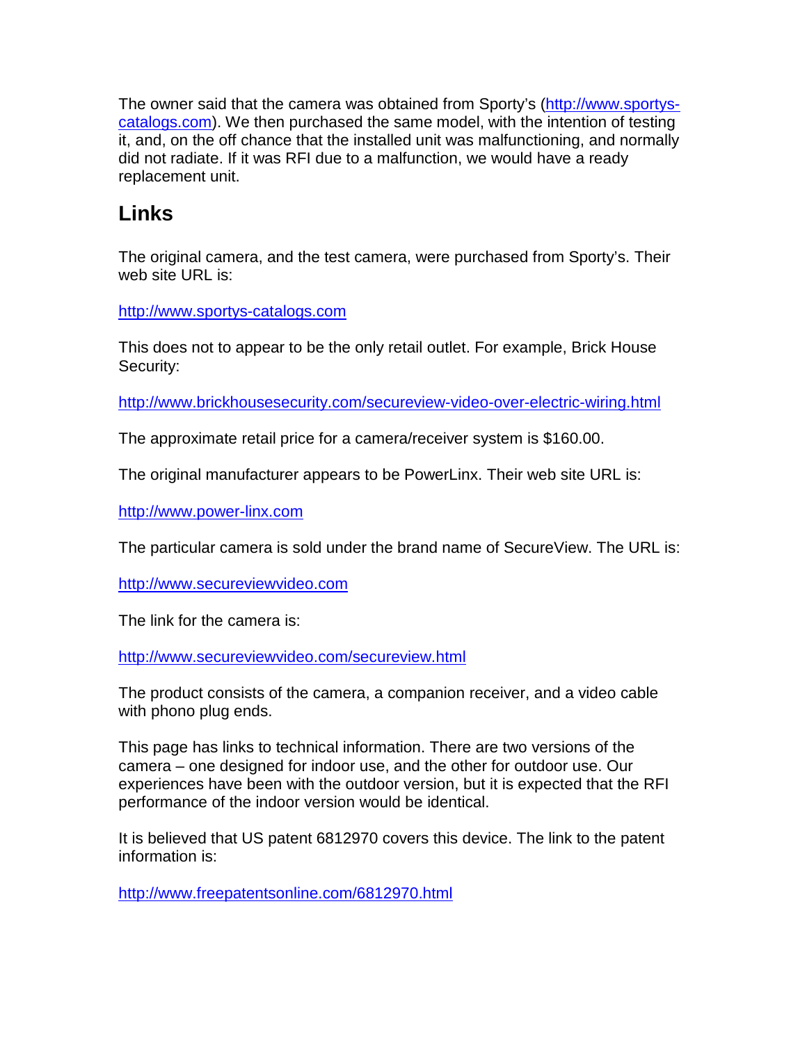The owner said that the camera was obtained from Sporty's ([http://www.sportys-catalogs.com](http://www.sportys-catalogs.com)). We then purchased the same model, with the intention of testing it, and, on the off chance that the installed unit was malfunctioning, and normally did not radiate. If it was RFI due to a malfunction, we would have a ready replacement unit.

## Links

The original camera, and the test camera, were purchased from Sporty's. Their web site URL is:

[http://www.sportys-catalogs.com](http://www.sportys-catalogs.com)

This does not to appear to be the only retail outlet. For example, Brick House Security:

[http://www.brickhousesecurity.com/secureview-video-over-electric-wiring.html](http://www.brickhousesecurity.com/secureview-video-over-electric-wiring.html)

The approximate retail price for a camera/receiver system is $160.00.

The original manufacturer appears to be PowerLinx. Their web site URL is:

[http://www.power-linx.com](http://www.power-linx.com)

The particular camera is sold under the brand name of SecureView. The URL is:

[http://www.secureviewvideo.com](http://www.secureviewvideo.com)

The link for the camera is:

[http://www.secureviewvideo.com/secureview.html](http://www.secureviewvideo.com/secureview.html)

The product consists of the camera, a companion receiver, and a video cable with phono plug ends.

This page has links to technical information. There are two versions of the camera – one designed for indoor use, and the other for outdoor use. Our experiences have been with the outdoor version, but it is expected that the RFI performance of the indoor version would be identical.

It is believed that US patent 6812970 covers this device. The link to the patent information is:

[http://www.freepatentsonline.com/6812970.html](http://www.freepatentsonline.com/6812970.html)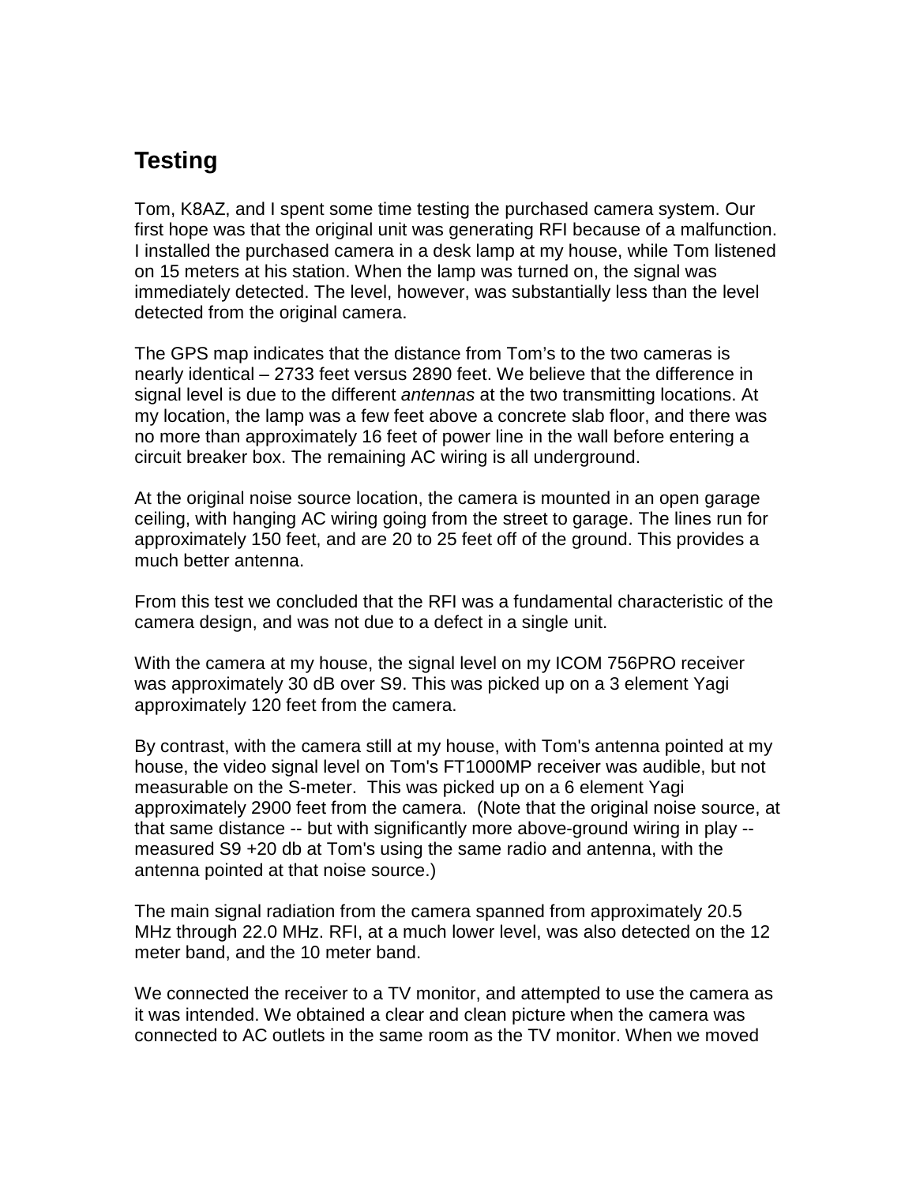## Testing

Tom, K8AZ, and I spent some time testing the purchased camera system. Our first hope was that the original unit was generating RFI because of a malfunction. I installed the purchased camera in a desk lamp at my house, while Tom listened on 15 meters at his station. When the lamp was turned on, the signal was immediately detected. The level, however, was substantially less than the level detected from the original camera.

The GPS map indicates that the distance from Tom's to the two cameras is nearly identical – 2733 feet versus 2890 feet. We believe that the difference in signal level is due to the different *antennas* at the two transmitting locations. At my location, the lamp was a few feet above a concrete slab floor, and there was no more than approximately 16 feet of power line in the wall before entering a circuit breaker box. The remaining AC wiring is all underground.

At the original noise source location, the camera is mounted in an open garage ceiling, with hanging AC wiring going from the street to garage. The lines run for approximately 150 feet, and are 20 to 25 feet off of the ground. This provides a much better antenna.

From this test we concluded that the RFI was a fundamental characteristic of the camera design, and was not due to a defect in a single unit.

With the camera at my house, the signal level on my ICOM 756PRO receiver was approximately 30 dB over S9. This was picked up on a 3 element Yagi approximately 120 feet from the camera.

By contrast, with the camera still at my house, with Tom's antenna pointed at my house, the video signal level on Tom's FT1000MP receiver was audible, but not measurable on the S-meter. This was picked up on a 6 element Yagi approximately 2900 feet from the camera. (Note that the original noise source, at that same distance -- but with significantly more above-ground wiring in play -- measured S9 +20 db at Tom's using the same radio and antenna, with the antenna pointed at that noise source.)

The main signal radiation from the camera spanned from approximately 20.5 MHz through 22.0 MHz. RFI, at a much lower level, was also detected on the 12 meter band, and the 10 meter band.

We connected the receiver to a TV monitor, and attempted to use the camera as it was intended. We obtained a clear and clean picture when the camera was connected to AC outlets in the same room as the TV monitor. When we moved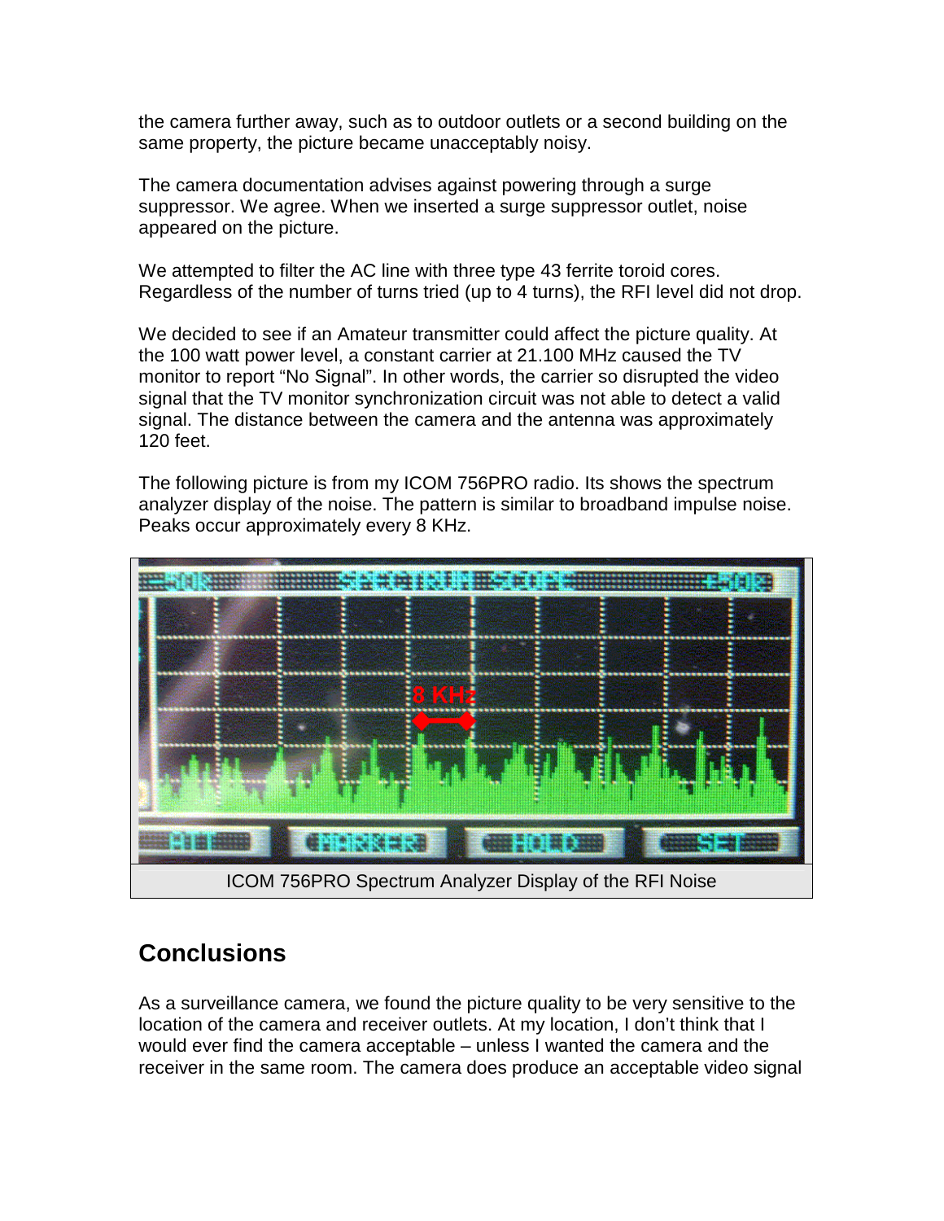the camera further away, such as to outdoor outlets or a second building on the same property, the picture became unacceptably noisy.

The camera documentation advises against powering through a surge suppressor. We agree. When we inserted a surge suppressor outlet, noise appeared on the picture.

We attempted to filter the AC line with three type 43 ferrite toroid cores. Regardless of the number of turns tried (up to 4 turns), the RFI level did not drop.

We decided to see if an Amateur transmitter could affect the picture quality. At the 100 watt power level, a constant carrier at 21.100 MHz caused the TV monitor to report "No Signal". In other words, the carrier so disrupted the video signal that the TV monitor synchronization circuit was not able to detect a valid signal. The distance between the camera and the antenna was approximately 120 feet.

The following picture is from my ICOM 756PRO radio. Its shows the spectrum analyzer display of the noise. The pattern is similar to broadband impulse noise. Peaks occur approximately every 8 KHz.

ICOM 756PRO Spectrum Analyzer Display of the RFI Noise

## Conclusions

As a surveillance camera, we found the picture quality to be very sensitive to the location of the camera and receiver outlets. At my location, I don't think that I would ever find the camera acceptable – unless I wanted the camera and the receiver in the same room. The camera does produce an acceptable video signal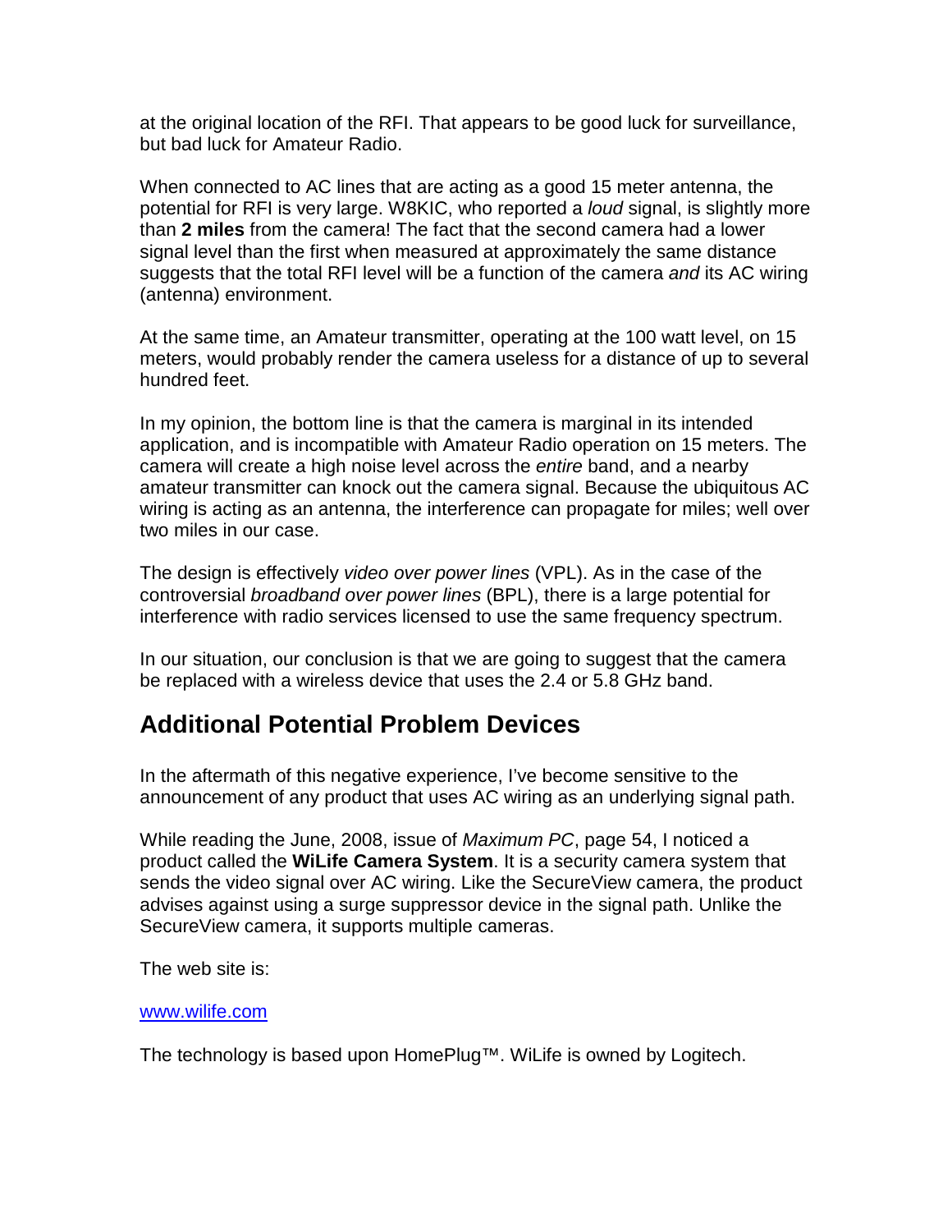at the original location of the RFI. That appears to be good luck for surveillance, but bad luck for Amateur Radio.

When connected to AC lines that are acting as a good 15 meter antenna, the potential for RFI is very large. W8KIC, who reported a *loud* signal, is slightly more than **2 miles** from the camera! The fact that the second camera had a lower signal level than the first when measured at approximately the same distance suggests that the total RFI level will be a function of the camera *and* its AC wiring (antenna) environment.

At the same time, an Amateur transmitter, operating at the 100 watt level, on 15 meters, would probably render the camera useless for a distance of up to several hundred feet.

In my opinion, the bottom line is that the camera is marginal in its intended application, and is incompatible with Amateur Radio operation on 15 meters. The camera will create a high noise level across the *entire* band, and a nearby amateur transmitter can knock out the camera signal. Because the ubiquitous AC wiring is acting as an antenna, the interference can propagate for miles; well over two miles in our case.

The design is effectively *video over power lines* (VPL). As in the case of the controversial *broadband over power lines* (BPL), there is a large potential for interference with radio services licensed to use the same frequency spectrum.

In our situation, our conclusion is that we are going to suggest that the camera be replaced with a wireless device that uses the 2.4 or 5.8 GHz band.

## Additional Potential Problem Devices

In the aftermath of this negative experience, I've become sensitive to the announcement of any product that uses AC wiring as an underlying signal path.

While reading the June, 2008, issue of *Maximum PC*, page 54, I noticed a product called the **WiLife Camera System**. It is a security camera system that sends the video signal over AC wiring. Like the SecureView camera, the product advises against using a surge suppressor device in the signal path. Unlike the SecureView camera, it supports multiple cameras.

The web site is:

[www.wilife.com](http://www.wilife.com)

The technology is based upon HomePlug™. WiLife is owned by Logitech.